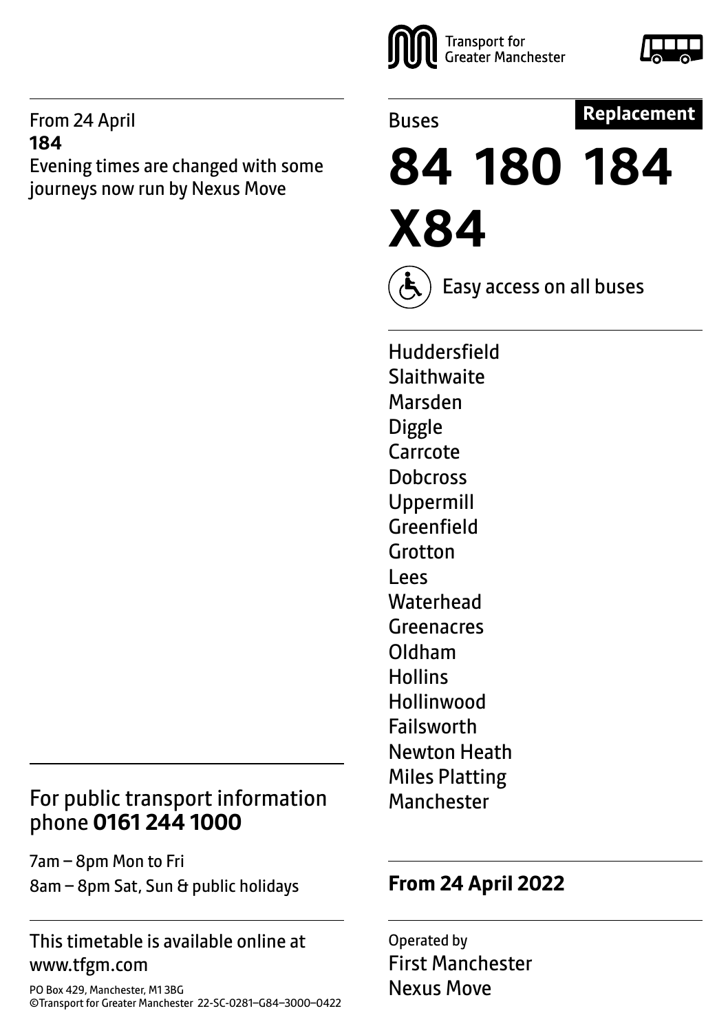Transport for Greater Manchester

Buses

**Replacement**

# 84 180 184 X84

Easy access on all buses

Huddersfield
Slaithwaite
Marsden
Diggle
Carrcote
Dobcross
Uppermill
Greenfield
Grotton
Lees
Waterhead
Greenacres
Oldham
Hollins
Hollinwood
Failsworth
Newton Heath
Miles Platting
Manchester

**From 24 April 2022**

Operated by
First Manchester
Nexus Move

From 24 April
**184**
Evening times are changed with some journeys now run by Nexus Move

For public transport information phone **0161 244 1000**

7am – 8pm Mon to Fri
8am – 8pm Sat, Sun & public holidays

This timetable is available online at www.tfgm.com

PO Box 429, Manchester, M1 3BG
©Transport for Greater Manchester 22-SC-0281–G84–3000–0422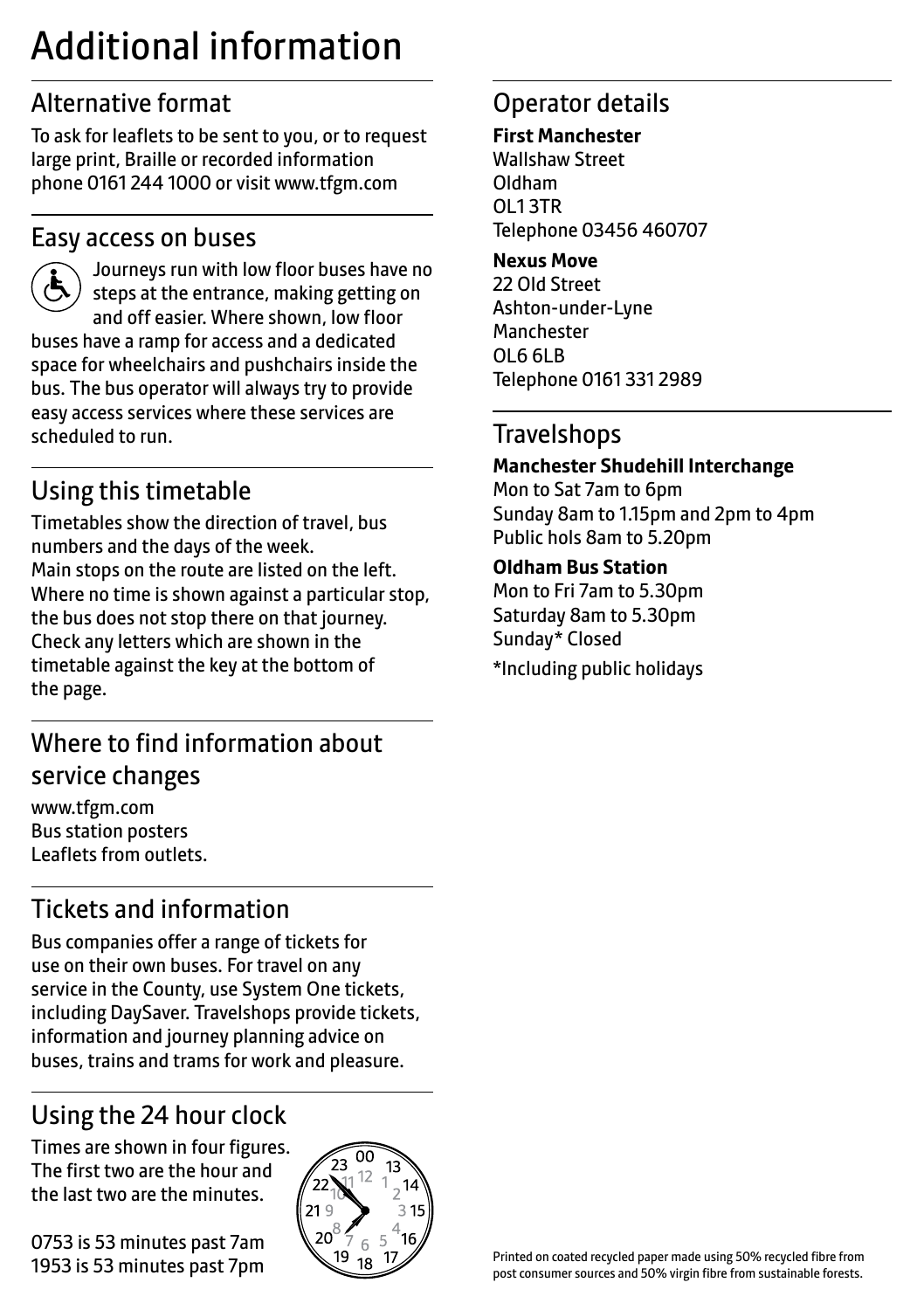# Additional information

## Alternative format

To ask for leaflets to be sent to you, or to request large print, Braille or recorded information phone 0161 244 1000 or visit www.tfgm.com

## Easy access on buses

Journeys run with low floor buses have no steps at the entrance, making getting on and off easier. Where shown, low floor buses have a ramp for access and a dedicated space for wheelchairs and pushchairs inside the bus. The bus operator will always try to provide easy access services where these services are scheduled to run.

## Using this timetable

Timetables show the direction of travel, bus numbers and the days of the week.
Main stops on the route are listed on the left. Where no time is shown against a particular stop, the bus does not stop there on that journey. Check any letters which are shown in the timetable against the key at the bottom of the page.

## Where to find information about service changes

www.tfgm.com
Bus station posters
Leaflets from outlets.

## Tickets and information

Bus companies offer a range of tickets for use on their own buses. For travel on any service in the County, use System One tickets, including DaySaver. Travelshops provide tickets, information and journey planning advice on buses, trains and trams for work and pleasure.

## Using the 24 hour clock

Times are shown in four figures. The first two are the hour and the last two are the minutes.

0753 is 53 minutes past 7am
1953 is 53 minutes past 7pm

## Operator details

**First Manchester**
Wallshaw Street
Oldham
OL1 3TR
Telephone 03456 460707

**Nexus Move**
22 Old Street
Ashton-under-Lyne
Manchester
OL6 6LB
Telephone 0161 331 2989

## Travelshops

**Manchester Shudehill Interchange**
Mon to Sat 7am to 6pm
Sunday 8am to 1.15pm and 2pm to 4pm
Public hols 8am to 5.20pm

**Oldham Bus Station**
Mon to Fri 7am to 5.30pm
Saturday 8am to 5.30pm
Sunday* Closed

*Including public holidays

Printed on coated recycled paper made using 50% recycled fibre from post consumer sources and 50% virgin fibre from sustainable forests.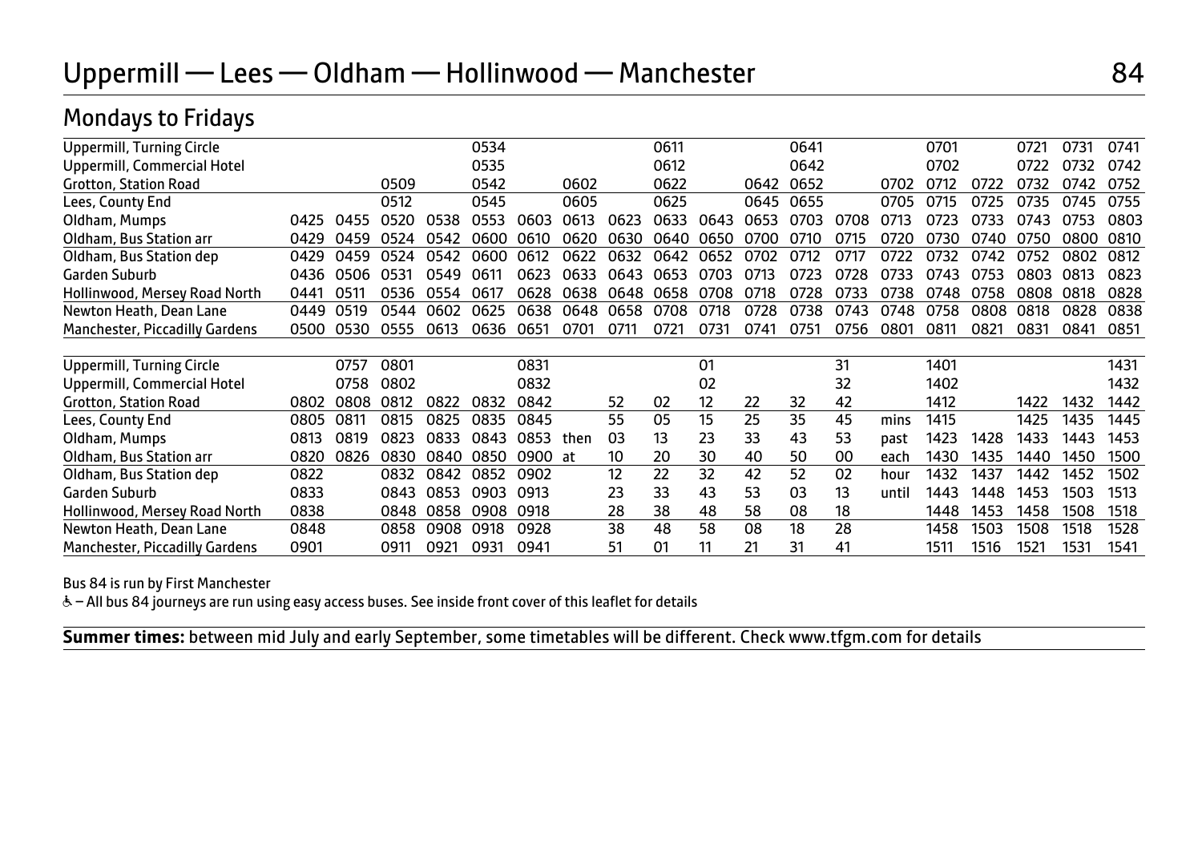# Uppermill — Lees — Oldham — Hollinwood — Manchester 84

## Mondays to Fridays

| | | | | | | | | | | | | | | | | | | | |
|---|---|---|---|---|---|---|---|---|---|---|---|---|---|---|---|---|---|---|---|
| Uppermill, Turning Circle | | | | | 0534 | | | | 0611 | | | 0641 | | | 0701 | | 0721 | 0731 | 0741 |
| Uppermill, Commercial Hotel | | | | | 0535 | | | | 0612 | | | 0642 | | | 0702 | | 0722 | 0732 | 0742 |
| Grotton, Station Road | | | 0509 | | 0542 | | 0602 | | 0622 | | 0642 | 0652 | | 0702 | 0712 | 0722 | 0732 | 0742 | 0752 |
| Lees, County End | | | 0512 | | 0545 | | 0605 | | 0625 | | 0645 | 0655 | | 0705 | 0715 | 0725 | 0735 | 0745 | 0755 |
| Oldham, Mumps | 0425 | 0455 | 0520 | 0538 | 0553 | 0603 | 0613 | 0623 | 0633 | 0643 | 0653 | 0703 | 0708 | 0713 | 0723 | 0733 | 0743 | 0753 | 0803 |
| Oldham, Bus Station arr | 0429 | 0459 | 0524 | 0542 | 0600 | 0610 | 0620 | 0630 | 0640 | 0650 | 0700 | 0710 | 0715 | 0720 | 0730 | 0740 | 0750 | 0800 | 0810 |
| Oldham, Bus Station dep | 0429 | 0459 | 0524 | 0542 | 0600 | 0612 | 0622 | 0632 | 0642 | 0652 | 0702 | 0712 | 0717 | 0722 | 0732 | 0742 | 0752 | 0802 | 0812 |
| Garden Suburb | 0436 | 0506 | 0531 | 0549 | 0611 | 0623 | 0633 | 0643 | 0653 | 0703 | 0713 | 0723 | 0728 | 0733 | 0743 | 0753 | 0803 | 0813 | 0823 |
| Hollinwood, Mersey Road North | 0441 | 0511 | 0536 | 0554 | 0617 | 0628 | 0638 | 0648 | 0658 | 0708 | 0718 | 0728 | 0733 | 0738 | 0748 | 0758 | 0808 | 0818 | 0828 |
| Newton Heath, Dean Lane | 0449 | 0519 | 0544 | 0602 | 0625 | 0638 | 0648 | 0658 | 0708 | 0718 | 0728 | 0738 | 0743 | 0748 | 0758 | 0808 | 0818 | 0828 | 0838 |
| Manchester, Piccadilly Gardens | 0500 | 0530 | 0555 | 0613 | 0636 | 0651 | 0701 | 0711 | 0721 | 0731 | 0741 | 0751 | 0756 | 0801 | 0811 | 0821 | 0831 | 0841 | 0851 |

| | | | | | | | | | | | | | | | | | | | |
|---|---|---|---|---|---|---|---|---|---|---|---|---|---|---|---|---|---|---|---|
| Uppermill, Turning Circle | | 0757 | 0801 | | | 0831 | | | | 01 | | | 31 | | 1401 | | | | 1431 |
| Uppermill, Commercial Hotel | | 0758 | 0802 | | | 0832 | | | | 02 | | | 32 | | 1402 | | | | 1432 |
| Grotton, Station Road | 0802 | 0808 | 0812 | 0822 | 0832 | 0842 | | 52 | 02 | 12 | 22 | 32 | 42 | | 1412 | | 1422 | 1432 | 1442 |
| Lees, County End | 0805 | 0811 | 0815 | 0825 | 0835 | 0845 | | 55 | 05 | 15 | 25 | 35 | 45 | mins | 1415 | | 1425 | 1435 | 1445 |
| Oldham, Mumps | 0813 | 0819 | 0823 | 0833 | 0843 | 0853 | then | 03 | 13 | 23 | 33 | 43 | 53 | past | 1423 | 1428 | 1433 | 1443 | 1453 |
| Oldham, Bus Station arr | 0820 | 0826 | 0830 | 0840 | 0850 | 0900 | at | 10 | 20 | 30 | 40 | 50 | 00 | each | 1430 | 1435 | 1440 | 1450 | 1500 |
| Oldham, Bus Station dep | 0822 | | 0832 | 0842 | 0852 | 0902 | | 12 | 22 | 32 | 42 | 52 | 02 | hour | 1432 | 1437 | 1442 | 1452 | 1502 |
| Garden Suburb | 0833 | | 0843 | 0853 | 0903 | 0913 | | 23 | 33 | 43 | 53 | 03 | 13 | until | 1443 | 1448 | 1453 | 1503 | 1513 |
| Hollinwood, Mersey Road North | 0838 | | 0848 | 0858 | 0908 | 0918 | | 28 | 38 | 48 | 58 | 08 | 18 | | 1448 | 1453 | 1458 | 1508 | 1518 |
| Newton Heath, Dean Lane | 0848 | | 0858 | 0908 | 0918 | 0928 | | 38 | 48 | 58 | 08 | 18 | 28 | | 1458 | 1503 | 1508 | 1518 | 1528 |
| Manchester, Piccadilly Gardens | 0901 | | 0911 | 0921 | 0931 | 0941 | | 51 | 01 | 11 | 21 | 31 | 41 | | 1511 | 1516 | 1521 | 1531 | 1541 |

Bus 84 is run by First Manchester

♿ – All bus 84 journeys are run using easy access buses. See inside front cover of this leaflet for details

**Summer times:** between mid July and early September, some timetables will be different. Check www.tfgm.com for details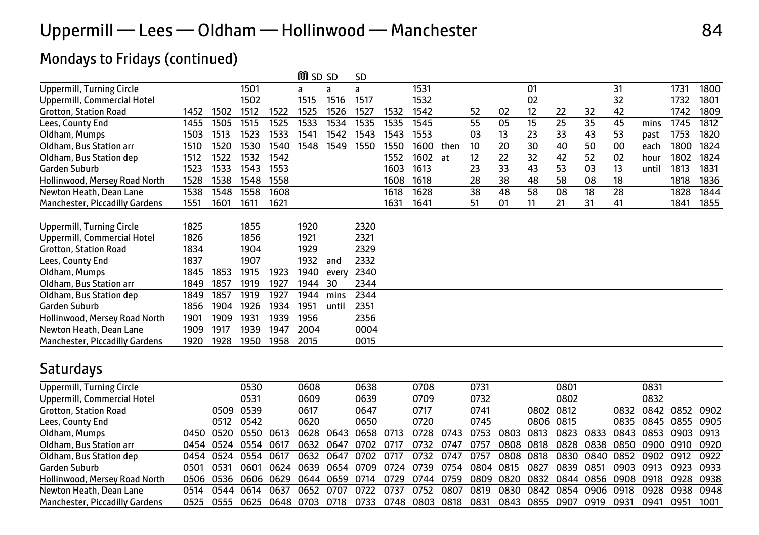# Uppermill — Lees — Oldham — Hollinwood — Manchester

## Mondays to Fridays (continued)

| | | | | | Ⓜ SD | SD | SD | | | | | | | | | | | | |
|---|---|---|---|---|---|---|---|---|---|---|---|---|---|---|---|---|---|---|---|
| Uppermill, Turning Circle | | | 1501 | | a | a | a | | 1531 | | | | 01 | | | 31 | | 1731 | 1800 |
| Uppermill, Commercial Hotel | | | 1502 | | 1515 | 1516 | 1517 | | 1532 | | | | 02 | | | 32 | | 1732 | 1801 |
| Grotton, Station Road | 1452 | 1502 | 1512 | 1522 | 1525 | 1526 | 1527 | 1532 | 1542 | | 52 | 02 | 12 | 22 | 32 | 42 | | 1742 | 1809 |
| Lees, County End | 1455 | 1505 | 1515 | 1525 | 1533 | 1534 | 1535 | 1535 | 1545 | | 55 | 05 | 15 | 25 | 35 | 45 | mins | 1745 | 1812 |
| Oldham, Mumps | 1503 | 1513 | 1523 | 1533 | 1541 | 1542 | 1543 | 1543 | 1553 | | 03 | 13 | 23 | 33 | 43 | 53 | past | 1753 | 1820 |
| Oldham, Bus Station arr | 1510 | 1520 | 1530 | 1540 | 1548 | 1549 | 1550 | 1550 | 1600 | then | 10 | 20 | 30 | 40 | 50 | 00 | each | 1800 | 1824 |
| Oldham, Bus Station dep | 1512 | 1522 | 1532 | 1542 | | | | 1552 | 1602 | at | 12 | 22 | 32 | 42 | 52 | 02 | hour | 1802 | 1824 |
| Garden Suburb | 1523 | 1533 | 1543 | 1553 | | | | 1603 | 1613 | | 23 | 33 | 43 | 53 | 03 | 13 | until | 1813 | 1831 |
| Hollinwood, Mersey Road North | 1528 | 1538 | 1548 | 1558 | | | | 1608 | 1618 | | 28 | 38 | 48 | 58 | 08 | 18 | | 1818 | 1836 |
| Newton Heath, Dean Lane | 1538 | 1548 | 1558 | 1608 | | | | 1618 | 1628 | | 38 | 48 | 58 | 08 | 18 | 28 | | 1828 | 1844 |
| Manchester, Piccadilly Gardens | 1551 | 1601 | 1611 | 1621 | | | | 1631 | 1641 | | 51 | 01 | 11 | 21 | 31 | 41 | | 1841 | 1855 |

| | | | | | | | |
|---|---|---|---|---|---|---|---|
| Uppermill, Turning Circle | 1825 | | 1855 | | 1920 | | 2320 |
| Uppermill, Commercial Hotel | 1826 | | 1856 | | 1921 | | 2321 |
| Grotton, Station Road | 1834 | | 1904 | | 1929 | | 2329 |
| Lees, County End | 1837 | | 1907 | | 1932 | and | 2332 |
| Oldham, Mumps | 1845 | 1853 | 1915 | 1923 | 1940 | every | 2340 |
| Oldham, Bus Station arr | 1849 | 1857 | 1919 | 1927 | 1944 | 30 | 2344 |
| Oldham, Bus Station dep | 1849 | 1857 | 1919 | 1927 | 1944 | mins | 2344 |
| Garden Suburb | 1856 | 1904 | 1926 | 1934 | 1951 | until | 2351 |
| Hollinwood, Mersey Road North | 1901 | 1909 | 1931 | 1939 | 1956 | | 2356 |
| Newton Heath, Dean Lane | 1909 | 1917 | 1939 | 1947 | 2004 | | 0004 |
| Manchester, Piccadilly Gardens | 1920 | 1928 | 1950 | 1958 | 2015 | | 0015 |

## Saturdays

| | | | | | | | | | | | | | | | | | | | |
|---|---|---|---|---|---|---|---|---|---|---|---|---|---|---|---|---|---|---|---|
| Uppermill, Turning Circle | | | 0530 | | 0608 | | 0638 | | 0708 | | 0731 | | | 0801 | | | 0831 | | |
| Uppermill, Commercial Hotel | | | 0531 | | 0609 | | 0639 | | 0709 | | 0732 | | | 0802 | | | 0832 | | |
| Grotton, Station Road | | 0509 | 0539 | | 0617 | | 0647 | | 0717 | | 0741 | | 0802 | 0812 | | 0832 | 0842 | 0852 | 0902 |
| Lees, County End | | 0512 | 0542 | | 0620 | | 0650 | | 0720 | | 0745 | | 0806 | 0815 | | 0835 | 0845 | 0855 | 0905 |
| Oldham, Mumps | 0450 | 0520 | 0550 | 0613 | 0628 | 0643 | 0658 | 0713 | 0728 | 0743 | 0753 | 0803 | 0813 | 0823 | 0833 | 0843 | 0853 | 0903 | 0913 |
| Oldham, Bus Station arr | 0454 | 0524 | 0554 | 0617 | 0632 | 0647 | 0702 | 0717 | 0732 | 0747 | 0757 | 0808 | 0818 | 0828 | 0838 | 0850 | 0900 | 0910 | 0920 |
| Oldham, Bus Station dep | 0454 | 0524 | 0554 | 0617 | 0632 | 0647 | 0702 | 0717 | 0732 | 0747 | 0757 | 0808 | 0818 | 0830 | 0840 | 0852 | 0902 | 0912 | 0922 |
| Garden Suburb | 0501 | 0531 | 0601 | 0624 | 0639 | 0654 | 0709 | 0724 | 0739 | 0754 | 0804 | 0815 | 0827 | 0839 | 0851 | 0903 | 0913 | 0923 | 0933 |
| Hollinwood, Mersey Road North | 0506 | 0536 | 0606 | 0629 | 0644 | 0659 | 0714 | 0729 | 0744 | 0759 | 0809 | 0820 | 0832 | 0844 | 0856 | 0908 | 0918 | 0928 | 0938 |
| Newton Heath, Dean Lane | 0514 | 0544 | 0614 | 0637 | 0652 | 0707 | 0722 | 0737 | 0752 | 0807 | 0819 | 0830 | 0842 | 0854 | 0906 | 0918 | 0928 | 0938 | 0948 |
| Manchester, Piccadilly Gardens | 0525 | 0555 | 0625 | 0648 | 0703 | 0718 | 0733 | 0748 | 0803 | 0818 | 0831 | 0843 | 0855 | 0907 | 0919 | 0931 | 0941 | 0951 | 1001 |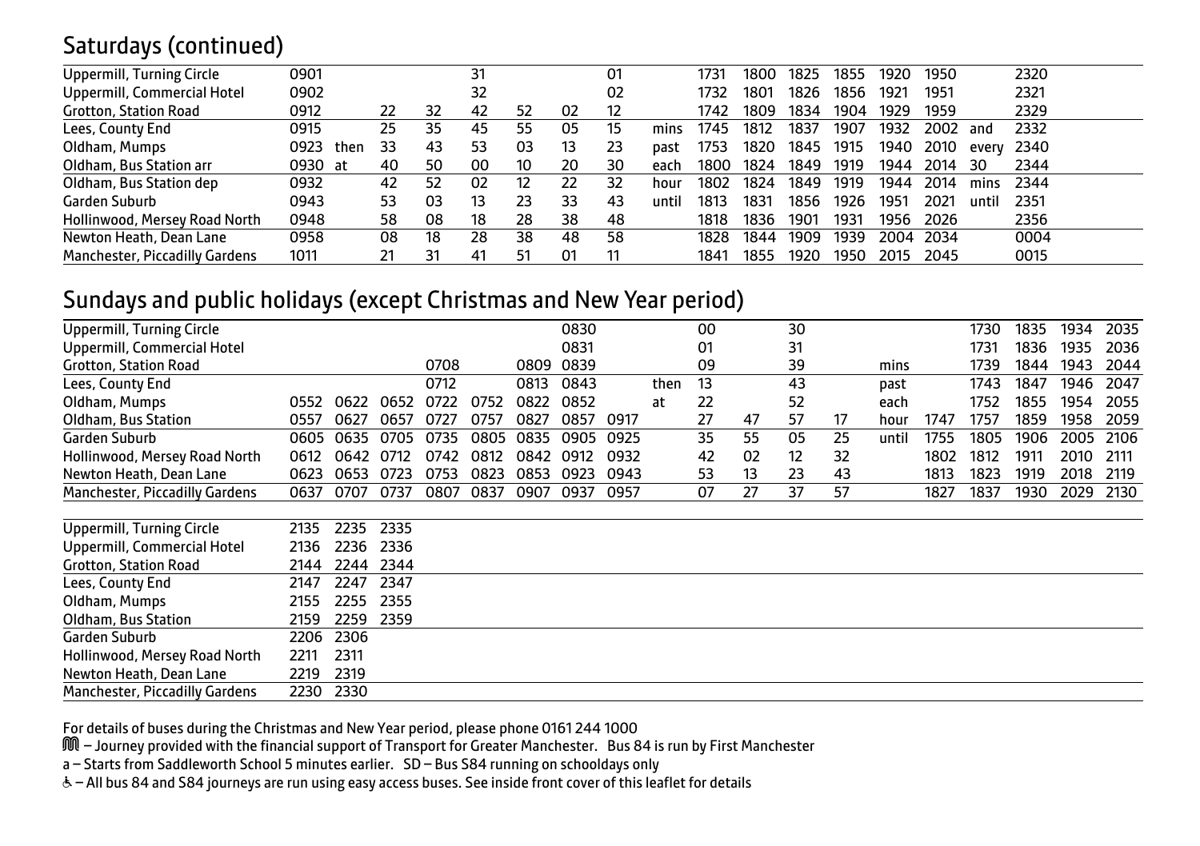## Saturdays (continued)

| | | | | | | | | | | | | | | | | | | |
|---|---|---|---|---|---|---|---|---|---|---|---|---|---|---|---|---|---|---|
| Uppermill, Turning Circle | 0901 | | | | 31 | | | 01 | | 1731 | 1800 | 1825 | 1855 | 1920 | 1950 | | 2320 |
| Uppermill, Commercial Hotel | 0902 | | | | 32 | | | 02 | | 1732 | 1801 | 1826 | 1856 | 1921 | 1951 | | 2321 |
| Grotton, Station Road | 0912 | | 22 | 32 | 42 | 52 | 02 | 12 | | 1742 | 1809 | 1834 | 1904 | 1929 | 1959 | | 2329 |
| Lees, County End | 0915 | | 25 | 35 | 45 | 55 | 05 | 15 | mins | 1745 | 1812 | 1837 | 1907 | 1932 | 2002 | and | 2332 |
| Oldham, Mumps | 0923 | then | 33 | 43 | 53 | 03 | 13 | 23 | past | 1753 | 1820 | 1845 | 1915 | 1940 | 2010 | every | 2340 |
| Oldham, Bus Station arr | 0930 | at | 40 | 50 | 00 | 10 | 20 | 30 | each | 1800 | 1824 | 1849 | 1919 | 1944 | 2014 | 30 | 2344 |
| Oldham, Bus Station dep | 0932 | | 42 | 52 | 02 | 12 | 22 | 32 | hour | 1802 | 1824 | 1849 | 1919 | 1944 | 2014 | mins | 2344 |
| Garden Suburb | 0943 | | 53 | 03 | 13 | 23 | 33 | 43 | until | 1813 | 1831 | 1856 | 1926 | 1951 | 2021 | until | 2351 |
| Hollinwood, Mersey Road North | 0948 | | 58 | 08 | 18 | 28 | 38 | 48 | | 1818 | 1836 | 1901 | 1931 | 1956 | 2026 | | 2356 |
| Newton Heath, Dean Lane | 0958 | | 08 | 18 | 28 | 38 | 48 | 58 | | 1828 | 1844 | 1909 | 1939 | 2004 | 2034 | | 0004 |
| Manchester, Piccadilly Gardens | 1011 | | 21 | 31 | 41 | 51 | 01 | 11 | | 1841 | 1855 | 1920 | 1950 | 2015 | 2045 | | 0015 |

## Sundays and public holidays (except Christmas and New Year period)

| | | | | | | | | | | | | | | | | | | | | | |
|---|---|---|---|---|---|---|---|---|---|---|---|---|---|---|---|---|---|---|---|---|---|
| Uppermill, Turning Circle | | | | | | | 0830 | | | 00 | | 30 | | | | 1730 | 1835 | 1934 | 2035 |
| Uppermill, Commercial Hotel | | | | | | | 0831 | | | 01 | | 31 | | | | 1731 | 1836 | 1935 | 2036 |
| Grotton, Station Road | | | | 0708 | | 0809 | 0839 | | | 09 | | 39 | | mins | | 1739 | 1844 | 1943 | 2044 |
| Lees, County End | | | | 0712 | | 0813 | 0843 | | then | 13 | | 43 | | past | | 1743 | 1847 | 1946 | 2047 |
| Oldham, Mumps | 0552 | 0622 | 0652 | 0722 | 0752 | 0822 | 0852 | | at | 22 | | 52 | | each | | 1752 | 1855 | 1954 | 2055 |
| Oldham, Bus Station | 0557 | 0627 | 0657 | 0727 | 0757 | 0827 | 0857 | 0917 | | 27 | 47 | 57 | 17 | hour | 1747 | 1757 | 1859 | 1958 | 2059 |
| Garden Suburb | 0605 | 0635 | 0705 | 0735 | 0805 | 0835 | 0905 | 0925 | | 35 | 55 | 05 | 25 | until | 1755 | 1805 | 1906 | 2005 | 2106 |
| Hollinwood, Mersey Road North | 0612 | 0642 | 0712 | 0742 | 0812 | 0842 | 0912 | 0932 | | 42 | 02 | 12 | 32 | | 1802 | 1812 | 1911 | 2010 | 2111 |
| Newton Heath, Dean Lane | 0623 | 0653 | 0723 | 0753 | 0823 | 0853 | 0923 | 0943 | | 53 | 13 | 23 | 43 | | 1813 | 1823 | 1919 | 2018 | 2119 |
| Manchester, Piccadilly Gardens | 0637 | 0707 | 0737 | 0807 | 0837 | 0907 | 0937 | 0957 | | 07 | 27 | 37 | 57 | | 1827 | 1837 | 1930 | 2029 | 2130 |

| | | | |
|---|---|---|---|
| Uppermill, Turning Circle | 2135 | 2235 | 2335 |
| Uppermill, Commercial Hotel | 2136 | 2236 | 2336 |
| Grotton, Station Road | 2144 | 2244 | 2344 |
| Lees, County End | 2147 | 2247 | 2347 |
| Oldham, Mumps | 2155 | 2255 | 2355 |
| Oldham, Bus Station | 2159 | 2259 | 2359 |
| Garden Suburb | 2206 | 2306 | |
| Hollinwood, Mersey Road North | 2211 | 2311 | |
| Newton Heath, Dean Lane | 2219 | 2319 | |
| Manchester, Piccadilly Gardens | 2230 | 2330 | |

For details of buses during the Christmas and New Year period, please phone 0161 244 1000

M – Journey provided with the financial support of Transport for Greater Manchester. Bus 84 is run by First Manchester

a – Starts from Saddleworth School 5 minutes earlier. SD – Bus S84 running on schooldays only

♿ – All bus 84 and S84 journeys are run using easy access buses. See inside front cover of this leaflet for details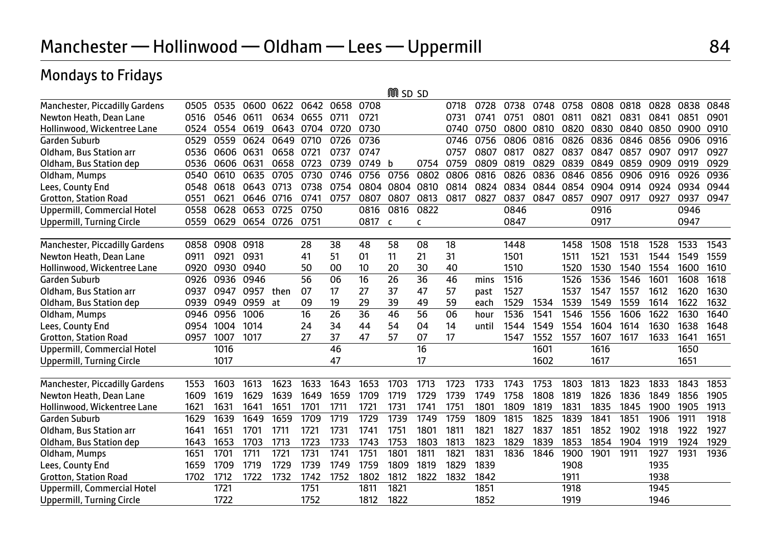# Manchester — Hollinwood — Oldham — Lees — Uppermill

## Mondays to Fridays

| | | | | | | | | Ⓜ SD | SD | | | | | | | | | | |
|---|---|---|---|---|---|---|---|---|---|---|---|---|---|---|---|---|---|---|---|
| Manchester, Piccadilly Gardens | 0505 | 0535 | 0600 | 0622 | 0642 | 0658 | 0708 | | | 0718 | 0728 | 0738 | 0748 | 0758 | 0808 | 0818 | 0828 | 0838 | 0848 |
| Newton Heath, Dean Lane | 0516 | 0546 | 0611 | 0634 | 0655 | 0711 | 0721 | | | 0731 | 0741 | 0751 | 0801 | 0811 | 0821 | 0831 | 0841 | 0851 | 0901 |
| Hollinwood, Wickentree Lane | 0524 | 0554 | 0619 | 0643 | 0704 | 0720 | 0730 | | | 0740 | 0750 | 0800 | 0810 | 0820 | 0830 | 0840 | 0850 | 0900 | 0910 |
| Garden Suburb | 0529 | 0559 | 0624 | 0649 | 0710 | 0726 | 0736 | | | 0746 | 0756 | 0806 | 0816 | 0826 | 0836 | 0846 | 0856 | 0906 | 0916 |
| Oldham, Bus Station arr | 0536 | 0606 | 0631 | 0658 | 0721 | 0737 | 0747 | | | 0757 | 0807 | 0817 | 0827 | 0837 | 0847 | 0857 | 0907 | 0917 | 0927 |
| Oldham, Bus Station dep | 0536 | 0606 | 0631 | 0658 | 0723 | 0739 | 0749 | b | 0754 | 0759 | 0809 | 0819 | 0829 | 0839 | 0849 | 0859 | 0909 | 0919 | 0929 |
| Oldham, Mumps | 0540 | 0610 | 0635 | 0705 | 0730 | 0746 | 0756 | 0756 | 0802 | 0806 | 0816 | 0826 | 0836 | 0846 | 0856 | 0906 | 0916 | 0926 | 0936 |
| Lees, County End | 0548 | 0618 | 0643 | 0713 | 0738 | 0754 | 0804 | 0804 | 0810 | 0814 | 0824 | 0834 | 0844 | 0854 | 0904 | 0914 | 0924 | 0934 | 0944 |
| Grotton, Station Road | 0551 | 0621 | 0646 | 0716 | 0741 | 0757 | 0807 | 0807 | 0813 | 0817 | 0827 | 0837 | 0847 | 0857 | 0907 | 0917 | 0927 | 0937 | 0947 |
| Uppermill, Commercial Hotel | 0558 | 0628 | 0653 | 0725 | 0750 | | 0816 | 0816 | 0822 | | | 0846 | | | 0916 | | | 0946 | |
| Uppermill, Turning Circle | 0559 | 0629 | 0654 | 0726 | 0751 | | 0817 | c | c | | | 0847 | | | 0917 | | | 0947 | |

| | | | | | | | | | | | | | | | | | | | |
|---|---|---|---|---|---|---|---|---|---|---|---|---|---|---|---|---|---|---|---|
| Manchester, Piccadilly Gardens | 0858 | 0908 | 0918 | | 28 | 38 | 48 | 58 | 08 | 18 | | 1448 | | 1458 | 1508 | 1518 | 1528 | 1533 | 1543 |
| Newton Heath, Dean Lane | 0911 | 0921 | 0931 | | 41 | 51 | 01 | 11 | 21 | 31 | | 1501 | | 1511 | 1521 | 1531 | 1544 | 1549 | 1559 |
| Hollinwood, Wickentree Lane | 0920 | 0930 | 0940 | | 50 | 00 | 10 | 20 | 30 | 40 | | 1510 | | 1520 | 1530 | 1540 | 1554 | 1600 | 1610 |
| Garden Suburb | 0926 | 0936 | 0946 | | 56 | 06 | 16 | 26 | 36 | 46 | mins | 1516 | | 1526 | 1536 | 1546 | 1601 | 1608 | 1618 |
| Oldham, Bus Station arr | 0937 | 0947 | 0957 | then | 07 | 17 | 27 | 37 | 47 | 57 | past | 1527 | | 1537 | 1547 | 1557 | 1612 | 1620 | 1630 |
| Oldham, Bus Station dep | 0939 | 0949 | 0959 | at | 09 | 19 | 29 | 39 | 49 | 59 | each | 1529 | 1534 | 1539 | 1549 | 1559 | 1614 | 1622 | 1632 |
| Oldham, Mumps | 0946 | 0956 | 1006 | | 16 | 26 | 36 | 46 | 56 | 06 | hour | 1536 | 1541 | 1546 | 1556 | 1606 | 1622 | 1630 | 1640 |
| Lees, County End | 0954 | 1004 | 1014 | | 24 | 34 | 44 | 54 | 04 | 14 | until | 1544 | 1549 | 1554 | 1604 | 1614 | 1630 | 1638 | 1648 |
| Grotton, Station Road | 0957 | 1007 | 1017 | | 27 | 37 | 47 | 57 | 07 | 17 | | 1547 | 1552 | 1557 | 1607 | 1617 | 1633 | 1641 | 1651 |
| Uppermill, Commercial Hotel | | 1016 | | | | 46 | | | 16 | | | | 1601 | | 1616 | | | 1650 | |
| Uppermill, Turning Circle | | 1017 | | | | 47 | | | 17 | | | | 1602 | | 1617 | | | 1651 | |

| | | | | | | | | | | | | | | | | | | | |
|---|---|---|---|---|---|---|---|---|---|---|---|---|---|---|---|---|---|---|---|
| Manchester, Piccadilly Gardens | 1553 | 1603 | 1613 | 1623 | 1633 | 1643 | 1653 | 1703 | 1713 | 1723 | 1733 | 1743 | 1753 | 1803 | 1813 | 1823 | 1833 | 1843 | 1853 |
| Newton Heath, Dean Lane | 1609 | 1619 | 1629 | 1639 | 1649 | 1659 | 1709 | 1719 | 1729 | 1739 | 1749 | 1758 | 1808 | 1819 | 1826 | 1836 | 1849 | 1856 | 1905 |
| Hollinwood, Wickentree Lane | 1621 | 1631 | 1641 | 1651 | 1701 | 1711 | 1721 | 1731 | 1741 | 1751 | 1801 | 1809 | 1819 | 1831 | 1835 | 1845 | 1900 | 1905 | 1913 |
| Garden Suburb | 1629 | 1639 | 1649 | 1659 | 1709 | 1719 | 1729 | 1739 | 1749 | 1759 | 1809 | 1815 | 1825 | 1839 | 1841 | 1851 | 1906 | 1911 | 1918 |
| Oldham, Bus Station arr | 1641 | 1651 | 1701 | 1711 | 1721 | 1731 | 1741 | 1751 | 1801 | 1811 | 1821 | 1827 | 1837 | 1851 | 1852 | 1902 | 1918 | 1922 | 1927 |
| Oldham, Bus Station dep | 1643 | 1653 | 1703 | 1713 | 1723 | 1733 | 1743 | 1753 | 1803 | 1813 | 1823 | 1829 | 1839 | 1853 | 1854 | 1904 | 1919 | 1924 | 1929 |
| Oldham, Mumps | 1651 | 1701 | 1711 | 1721 | 1731 | 1741 | 1751 | 1801 | 1811 | 1821 | 1831 | 1836 | 1846 | 1900 | 1901 | 1911 | 1927 | 1931 | 1936 |
| Lees, County End | 1659 | 1709 | 1719 | 1729 | 1739 | 1749 | 1759 | 1809 | 1819 | 1829 | 1839 | | | 1908 | | | 1935 | | |
| Grotton, Station Road | 1702 | 1712 | 1722 | 1732 | 1742 | 1752 | 1802 | 1812 | 1822 | 1832 | 1842 | | | 1911 | | | 1938 | | |
| Uppermill, Commercial Hotel | | 1721 | | | 1751 | | 1811 | 1821 | | | 1851 | | | 1918 | | | 1945 | | |
| Uppermill, Turning Circle | | 1722 | | | 1752 | | 1812 | 1822 | | | 1852 | | | 1919 | | | 1946 | | |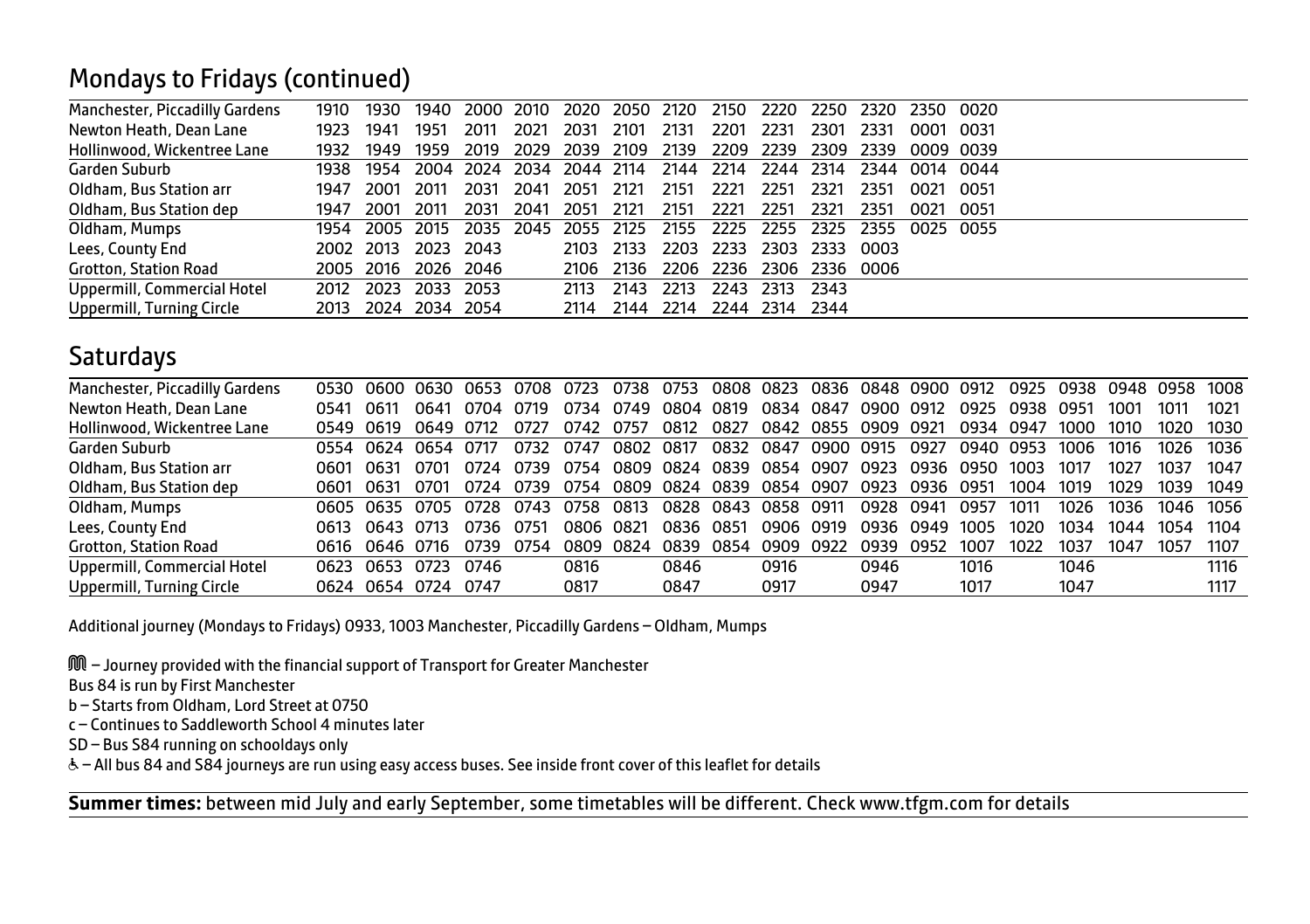## Mondays to Fridays (continued)

| | | | | | | | | | | | | | | |
|---|---|---|---|---|---|---|---|---|---|---|---|---|---|---|
| Manchester, Piccadilly Gardens | 1910 | 1930 | 1940 | 2000 | 2010 | 2020 | 2050 | 2120 | 2150 | 2220 | 2250 | 2320 | 2350 | 0020 |
| Newton Heath, Dean Lane | 1923 | 1941 | 1951 | 2011 | 2021 | 2031 | 2101 | 2131 | 2201 | 2231 | 2301 | 2331 | 0001 | 0031 |
| Hollinwood, Wickentree Lane | 1932 | 1949 | 1959 | 2019 | 2029 | 2039 | 2109 | 2139 | 2209 | 2239 | 2309 | 2339 | 0009 | 0039 |
| Garden Suburb | 1938 | 1954 | 2004 | 2024 | 2034 | 2044 | 2114 | 2144 | 2214 | 2244 | 2314 | 2344 | 0014 | 0044 |
| Oldham, Bus Station arr | 1947 | 2001 | 2011 | 2031 | 2041 | 2051 | 2121 | 2151 | 2221 | 2251 | 2321 | 2351 | 0021 | 0051 |
| Oldham, Bus Station dep | 1947 | 2001 | 2011 | 2031 | 2041 | 2051 | 2121 | 2151 | 2221 | 2251 | 2321 | 2351 | 0021 | 0051 |
| Oldham, Mumps | 1954 | 2005 | 2015 | 2035 | 2045 | 2055 | 2125 | 2155 | 2225 | 2255 | 2325 | 2355 | 0025 | 0055 |
| Lees, County End | 2002 | 2013 | 2023 | 2043 | | 2103 | 2133 | 2203 | 2233 | 2303 | 2333 | 0003 | | |
| Grotton, Station Road | 2005 | 2016 | 2026 | 2046 | | 2106 | 2136 | 2206 | 2236 | 2306 | 2336 | 0006 | | |
| Uppermill, Commercial Hotel | 2012 | 2023 | 2033 | 2053 | | 2113 | 2143 | 2213 | 2243 | 2313 | 2343 | | | |
| Uppermill, Turning Circle | 2013 | 2024 | 2034 | 2054 | | 2114 | 2144 | 2214 | 2244 | 2314 | 2344 | | | |

## Saturdays

| | | | | | | | | | | | | | | | | | | | |
|---|---|---|---|---|---|---|---|---|---|---|---|---|---|---|---|---|---|---|---|
| Manchester, Piccadilly Gardens | 0530 | 0600 | 0630 | 0653 | 0708 | 0723 | 0738 | 0753 | 0808 | 0823 | 0836 | 0848 | 0900 | 0912 | 0925 | 0938 | 0948 | 0958 | 1008 |
| Newton Heath, Dean Lane | 0541 | 0611 | 0641 | 0704 | 0719 | 0734 | 0749 | 0804 | 0819 | 0834 | 0847 | 0900 | 0912 | 0925 | 0938 | 0951 | 1001 | 1011 | 1021 |
| Hollinwood, Wickentree Lane | 0549 | 0619 | 0649 | 0712 | 0727 | 0742 | 0757 | 0812 | 0827 | 0842 | 0855 | 0909 | 0921 | 0934 | 0947 | 1000 | 1010 | 1020 | 1030 |
| Garden Suburb | 0554 | 0624 | 0654 | 0717 | 0732 | 0747 | 0802 | 0817 | 0832 | 0847 | 0900 | 0915 | 0927 | 0940 | 0953 | 1006 | 1016 | 1026 | 1036 |
| Oldham, Bus Station arr | 0601 | 0631 | 0701 | 0724 | 0739 | 0754 | 0809 | 0824 | 0839 | 0854 | 0907 | 0923 | 0936 | 0950 | 1003 | 1017 | 1027 | 1037 | 1047 |
| Oldham, Bus Station dep | 0601 | 0631 | 0701 | 0724 | 0739 | 0754 | 0809 | 0824 | 0839 | 0854 | 0907 | 0923 | 0936 | 0951 | 1004 | 1019 | 1029 | 1039 | 1049 |
| Oldham, Mumps | 0605 | 0635 | 0705 | 0728 | 0743 | 0758 | 0813 | 0828 | 0843 | 0858 | 0911 | 0928 | 0941 | 0957 | 1011 | 1026 | 1036 | 1046 | 1056 |
| Lees, County End | 0613 | 0643 | 0713 | 0736 | 0751 | 0806 | 0821 | 0836 | 0851 | 0906 | 0919 | 0936 | 0949 | 1005 | 1020 | 1034 | 1044 | 1054 | 1104 |
| Grotton, Station Road | 0616 | 0646 | 0716 | 0739 | 0754 | 0809 | 0824 | 0839 | 0854 | 0909 | 0922 | 0939 | 0952 | 1007 | 1022 | 1037 | 1047 | 1057 | 1107 |
| Uppermill, Commercial Hotel | 0623 | 0653 | 0723 | 0746 | | 0816 | | 0846 | | 0916 | | 0946 | | 1016 | | 1046 | | | 1116 |
| Uppermill, Turning Circle | 0624 | 0654 | 0724 | 0747 | | 0817 | | 0847 | | 0917 | | 0947 | | 1017 | | 1047 | | | 1117 |

Additional journey (Mondays to Fridays) 0933, 1003 Manchester, Piccadilly Gardens – Oldham, Mumps

Ⓜ – Journey provided with the financial support of Transport for Greater Manchester

Bus 84 is run by First Manchester

b – Starts from Oldham, Lord Street at 0750

c – Continues to Saddleworth School 4 minutes later

SD – Bus S84 running on schooldays only

♿ – All bus 84 and S84 journeys are run using easy access buses. See inside front cover of this leaflet for details

**Summer times:** between mid July and early September, some timetables will be different. Check www.tfgm.com for details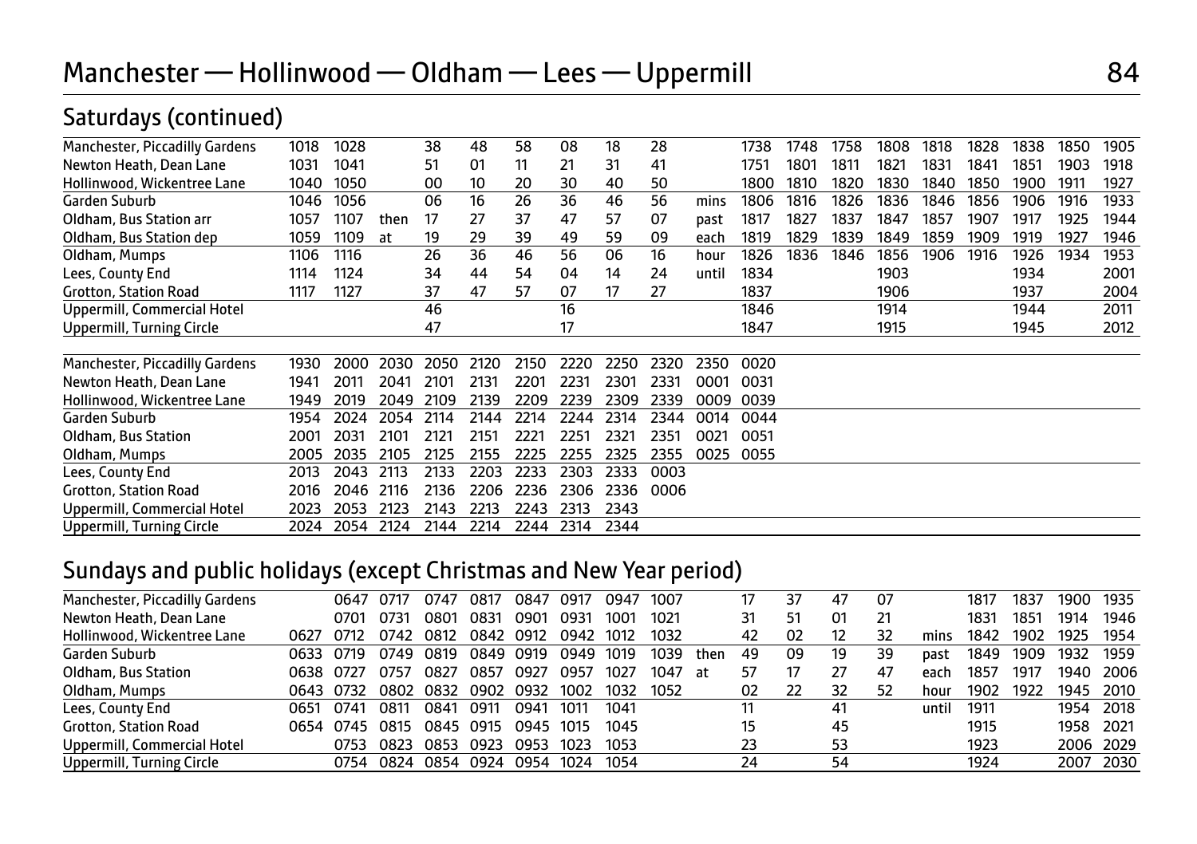# Manchester — Hollinwood — Oldham — Lees — Uppermill

## Saturdays (continued)

| Manchester, Piccadilly Gardens | 1018 | 1028 | | 38 | 48 | 58 | 08 | 18 | 28 | | 1738 | 1748 | 1758 | 1808 | 1818 | 1828 | 1838 | 1850 | 1905 |
|---|---|---|---|---|---|---|---|---|---|---|---|---|---|---|---|---|---|---|---|
| Newton Heath, Dean Lane | 1031 | 1041 | | 51 | 01 | 11 | 21 | 31 | 41 | | 1751 | 1801 | 1811 | 1821 | 1831 | 1841 | 1851 | 1903 | 1918 |
| Hollinwood, Wickentree Lane | 1040 | 1050 | | 00 | 10 | 20 | 30 | 40 | 50 | | 1800 | 1810 | 1820 | 1830 | 1840 | 1850 | 1900 | 1911 | 1927 |
| Garden Suburb | 1046 | 1056 | | 06 | 16 | 26 | 36 | 46 | 56 | mins | 1806 | 1816 | 1826 | 1836 | 1846 | 1856 | 1906 | 1916 | 1933 |
| Oldham, Bus Station arr | 1057 | 1107 | then | 17 | 27 | 37 | 47 | 57 | 07 | past | 1817 | 1827 | 1837 | 1847 | 1857 | 1907 | 1917 | 1925 | 1944 |
| Oldham, Bus Station dep | 1059 | 1109 | at | 19 | 29 | 39 | 49 | 59 | 09 | each | 1819 | 1829 | 1839 | 1849 | 1859 | 1909 | 1919 | 1927 | 1946 |
| Oldham, Mumps | 1106 | 1116 | | 26 | 36 | 46 | 56 | 06 | 16 | hour | 1826 | 1836 | 1846 | 1856 | 1906 | 1916 | 1926 | 1934 | 1953 |
| Lees, County End | 1114 | 1124 | | 34 | 44 | 54 | 04 | 14 | 24 | until | 1834 | | | 1903 | | | 1934 | | 2001 |
| Grotton, Station Road | 1117 | 1127 | | 37 | 47 | 57 | 07 | 17 | 27 | | 1837 | | | 1906 | | | 1937 | | 2004 |
| Uppermill, Commercial Hotel | | | | 46 | | | 16 | | | | 1846 | | | 1914 | | | 1944 | | 2011 |
| Uppermill, Turning Circle | | | | 47 | | | 17 | | | | 1847 | | | 1915 | | | 1945 | | 2012 |

| Manchester, Piccadilly Gardens | 1930 | 2000 | 2030 | 2050 | 2120 | 2150 | 2220 | 2250 | 2320 | 2350 | 0020 |
|---|---|---|---|---|---|---|---|---|---|---|---|
| Newton Heath, Dean Lane | 1941 | 2011 | 2041 | 2101 | 2131 | 2201 | 2231 | 2301 | 2331 | 0001 | 0031 |
| Hollinwood, Wickentree Lane | 1949 | 2019 | 2049 | 2109 | 2139 | 2209 | 2239 | 2309 | 2339 | 0009 | 0039 |
| Garden Suburb | 1954 | 2024 | 2054 | 2114 | 2144 | 2214 | 2244 | 2314 | 2344 | 0014 | 0044 |
| Oldham, Bus Station | 2001 | 2031 | 2101 | 2121 | 2151 | 2221 | 2251 | 2321 | 2351 | 0021 | 0051 |
| Oldham, Mumps | 2005 | 2035 | 2105 | 2125 | 2155 | 2225 | 2255 | 2325 | 2355 | 0025 | 0055 |
| Lees, County End | 2013 | 2043 | 2113 | 2133 | 2203 | 2233 | 2303 | 2333 | 0003 | | |
| Grotton, Station Road | 2016 | 2046 | 2116 | 2136 | 2206 | 2236 | 2306 | 2336 | 0006 | | |
| Uppermill, Commercial Hotel | 2023 | 2053 | 2123 | 2143 | 2213 | 2243 | 2313 | 2343 | | | |
| Uppermill, Turning Circle | 2024 | 2054 | 2124 | 2144 | 2214 | 2244 | 2314 | 2344 | | | |

## Sundays and public holidays (except Christmas and New Year period)

| Manchester, Piccadilly Gardens | | 0647 | 0717 | 0747 | 0817 | 0847 | 0917 | 0947 | 1007 | | 17 | 37 | 47 | 07 | | 1817 | 1837 | 1900 | 1935 |
|---|---|---|---|---|---|---|---|---|---|---|---|---|---|---|---|---|---|---|---|
| Newton Heath, Dean Lane | | 0701 | 0731 | 0801 | 0831 | 0901 | 0931 | 1001 | 1021 | | 31 | 51 | 01 | 21 | | 1831 | 1851 | 1914 | 1946 |
| Hollinwood, Wickentree Lane | 0627 | 0712 | 0742 | 0812 | 0842 | 0912 | 0942 | 1012 | 1032 | | 42 | 02 | 12 | 32 | mins | 1842 | 1902 | 1925 | 1954 |
| Garden Suburb | 0633 | 0719 | 0749 | 0819 | 0849 | 0919 | 0949 | 1019 | 1039 | then | 49 | 09 | 19 | 39 | past | 1849 | 1909 | 1932 | 1959 |
| Oldham, Bus Station | 0638 | 0727 | 0757 | 0827 | 0857 | 0927 | 0957 | 1027 | 1047 | at | 57 | 17 | 27 | 47 | each | 1857 | 1917 | 1940 | 2006 |
| Oldham, Mumps | 0643 | 0732 | 0802 | 0832 | 0902 | 0932 | 1002 | 1032 | 1052 | | 02 | 22 | 32 | 52 | hour | 1902 | 1922 | 1945 | 2010 |
| Lees, County End | 0651 | 0741 | 0811 | 0841 | 0911 | 0941 | 1011 | 1041 | | | 11 | | 41 | | until | 1911 | | 1954 | 2018 |
| Grotton, Station Road | 0654 | 0745 | 0815 | 0845 | 0915 | 0945 | 1015 | 1045 | | | 15 | | 45 | | | 1915 | | 1958 | 2021 |
| Uppermill, Commercial Hotel | | 0753 | 0823 | 0853 | 0923 | 0953 | 1023 | 1053 | | | 23 | | 53 | | | 1923 | | 2006 | 2029 |
| Uppermill, Turning Circle | | 0754 | 0824 | 0854 | 0924 | 0954 | 1024 | 1054 | | | 24 | | 54 | | | 1924 | | 2007 | 2030 |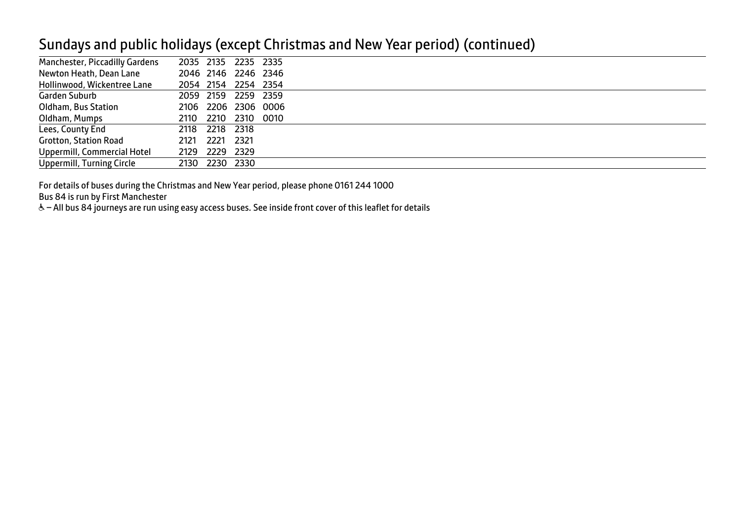## Sundays and public holidays (except Christmas and New Year period) (continued)

| | | | | |
|---|---|---|---|---|
| Manchester, Piccadilly Gardens | 2035 | 2135 | 2235 | 2335 |
| Newton Heath, Dean Lane | 2046 | 2146 | 2246 | 2346 |
| Hollinwood, Wickentree Lane | 2054 | 2154 | 2254 | 2354 |
| Garden Suburb | 2059 | 2159 | 2259 | 2359 |
| Oldham, Bus Station | 2106 | 2206 | 2306 | 0006 |
| Oldham, Mumps | 2110 | 2210 | 2310 | 0010 |
| Lees, County End | 2118 | 2218 | 2318 | |
| Grotton, Station Road | 2121 | 2221 | 2321 | |
| Uppermill, Commercial Hotel | 2129 | 2229 | 2329 | |
| Uppermill, Turning Circle | 2130 | 2230 | 2330 | |

For details of buses during the Christmas and New Year period, please phone 0161 244 1000

Bus 84 is run by First Manchester

♿ – All bus 84 journeys are run using easy access buses. See inside front cover of this leaflet for details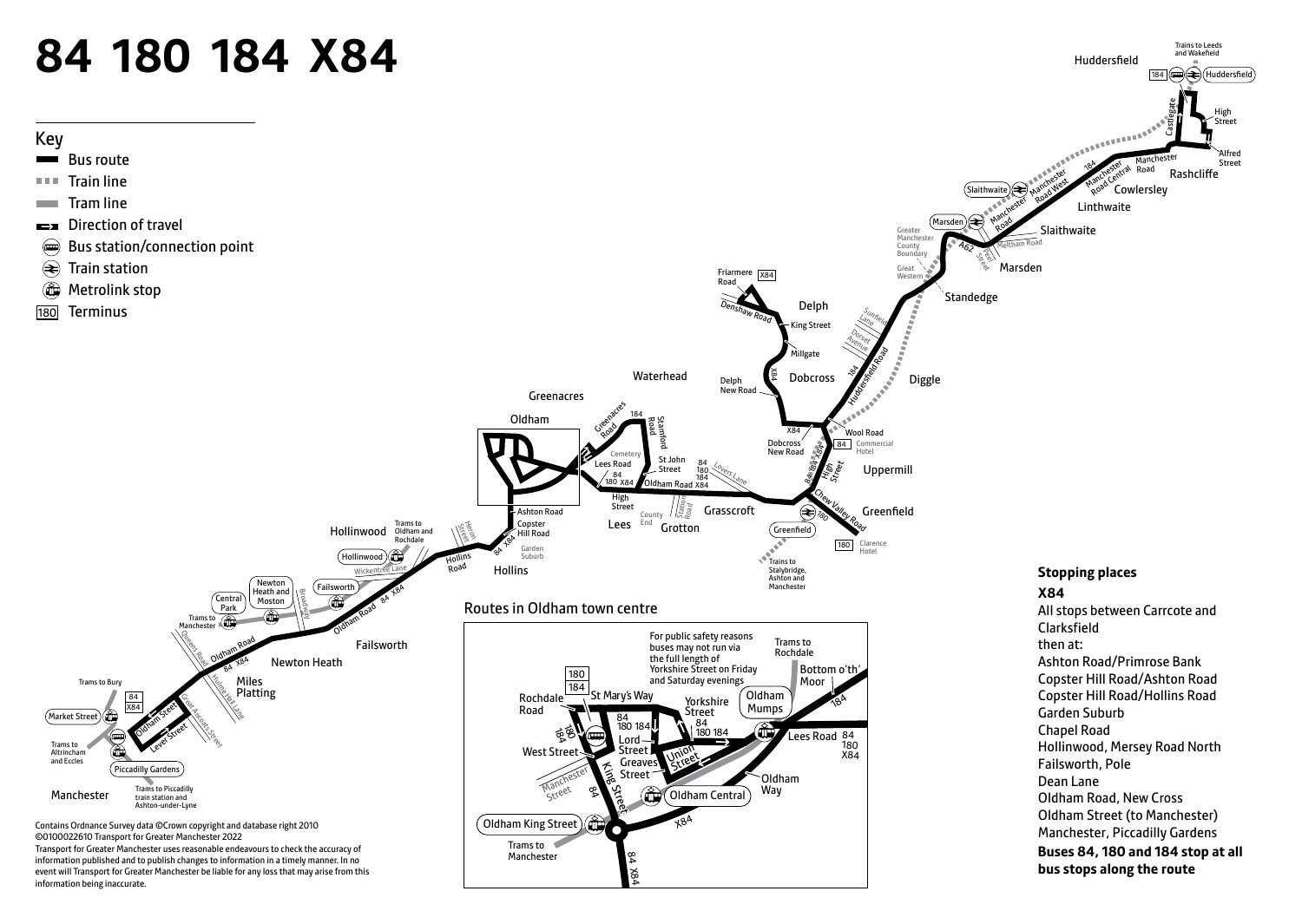# 84 180 184 X84

## Key

- Bus route
- Train line
- Tram line
- Direction of travel
- Bus station/connection point
- Train station
- Metrolink stop
- 180 Terminus

Contains Ordnance Survey data ©Crown copyright and database right 2010
©0100022610 Transport for Greater Manchester 2022
Transport for Greater Manchester uses reasonable endeavours to check the accuracy of information published and to publish changes to information in a timely manner. In no event will Transport for Greater Manchester be liable for any loss that may arise from this information being inaccurate.

## Routes in Oldham town centre

For public safety reasons buses may not run via the full length of Yorkshire Street on Friday and Saturday evenings

## Stopping places

### X84

All stops between Carrcote and Clarksfield

then at:

- Ashton Road/Primrose Bank
- Copster Hill Road/Ashton Road
- Copster Hill Road/Hollins Road
- Garden Suburb
- Chapel Road
- Hollinwood, Mersey Road North
- Failsworth, Pole
- Dean Lane
- Oldham Road, New Cross
- Oldham Street (to Manchester)
- Manchester, Piccadilly Gardens

**Buses 84, 180 and 184 stop at all bus stops along the route**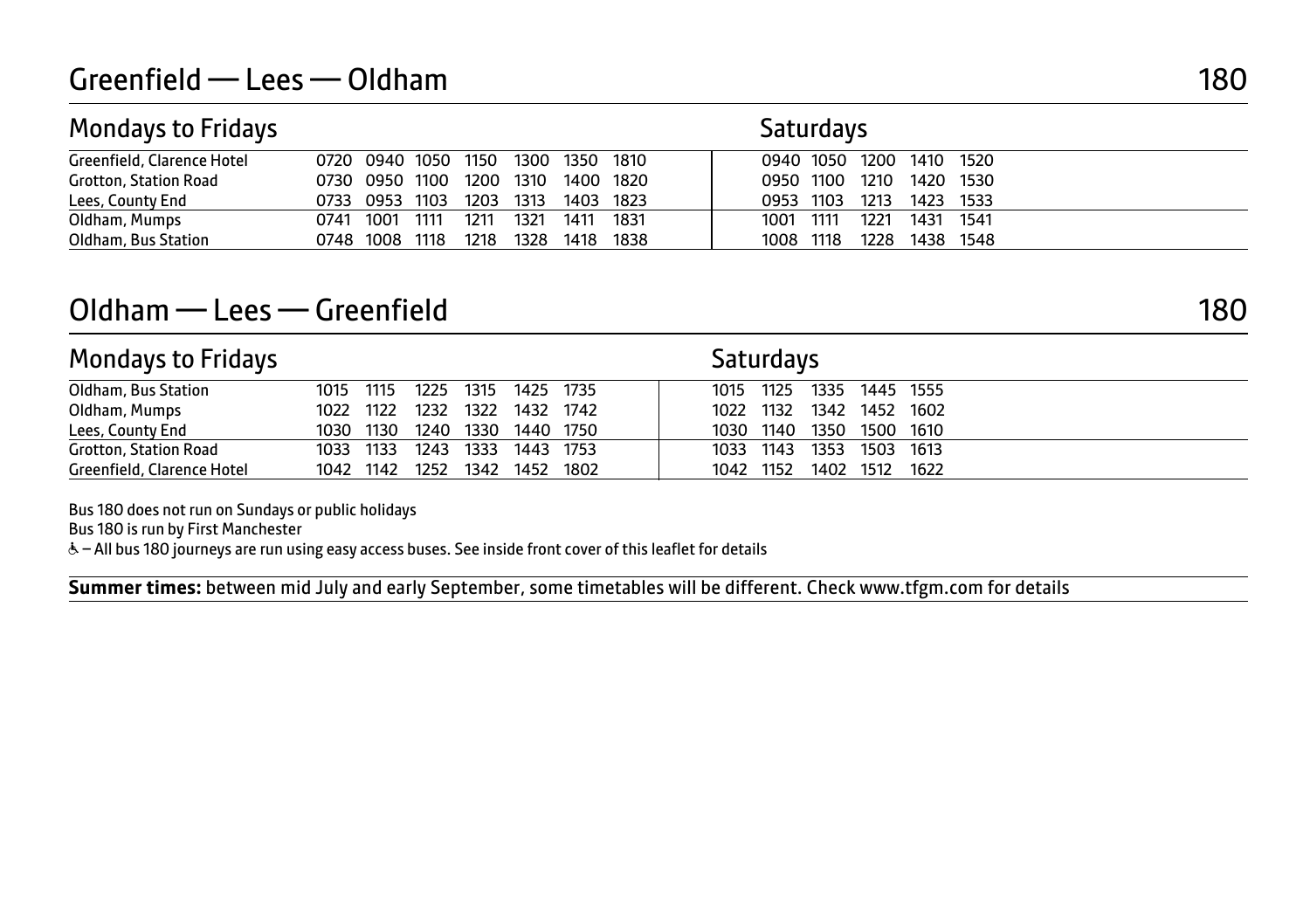## Greenfield — Lees — Oldham 180

| Mondays to Fridays | | | | | | | | Saturdays | | | | |
|---|---|---|---|---|---|---|---|---|---|---|---|---|
| Greenfield, Clarence Hotel | 0720 | 0940 | 1050 | 1150 | 1300 | 1350 | 1810 | 0940 | 1050 | 1200 | 1410 | 1520 |
| Grotton, Station Road | 0730 | 0950 | 1100 | 1200 | 1310 | 1400 | 1820 | 0950 | 1100 | 1210 | 1420 | 1530 |
| Lees, County End | 0733 | 0953 | 1103 | 1203 | 1313 | 1403 | 1823 | 0953 | 1103 | 1213 | 1423 | 1533 |
| Oldham, Mumps | 0741 | 1001 | 1111 | 1211 | 1321 | 1411 | 1831 | 1001 | 1111 | 1221 | 1431 | 1541 |
| Oldham, Bus Station | 0748 | 1008 | 1118 | 1218 | 1328 | 1418 | 1838 | 1008 | 1118 | 1228 | 1438 | 1548 |

## Oldham — Lees — Greenfield 180

| Mondays to Fridays | | | | | | | Saturdays | | | | |
|---|---|---|---|---|---|---|---|---|---|---|---|
| Oldham, Bus Station | 1015 | 1115 | 1225 | 1315 | 1425 | 1735 | 1015 | 1125 | 1335 | 1445 | 1555 |
| Oldham, Mumps | 1022 | 1122 | 1232 | 1322 | 1432 | 1742 | 1022 | 1132 | 1342 | 1452 | 1602 |
| Lees, County End | 1030 | 1130 | 1240 | 1330 | 1440 | 1750 | 1030 | 1140 | 1350 | 1500 | 1610 |
| Grotton, Station Road | 1033 | 1133 | 1243 | 1333 | 1443 | 1753 | 1033 | 1143 | 1353 | 1503 | 1613 |
| Greenfield, Clarence Hotel | 1042 | 1142 | 1252 | 1342 | 1452 | 1802 | 1042 | 1152 | 1402 | 1512 | 1622 |

Bus 180 does not run on Sundays or public holidays

Bus 180 is run by First Manchester

♿ – All bus 180 journeys are run using easy access buses. See inside front cover of this leaflet for details

**Summer times:** between mid July and early September, some timetables will be different. Check www.tfgm.com for details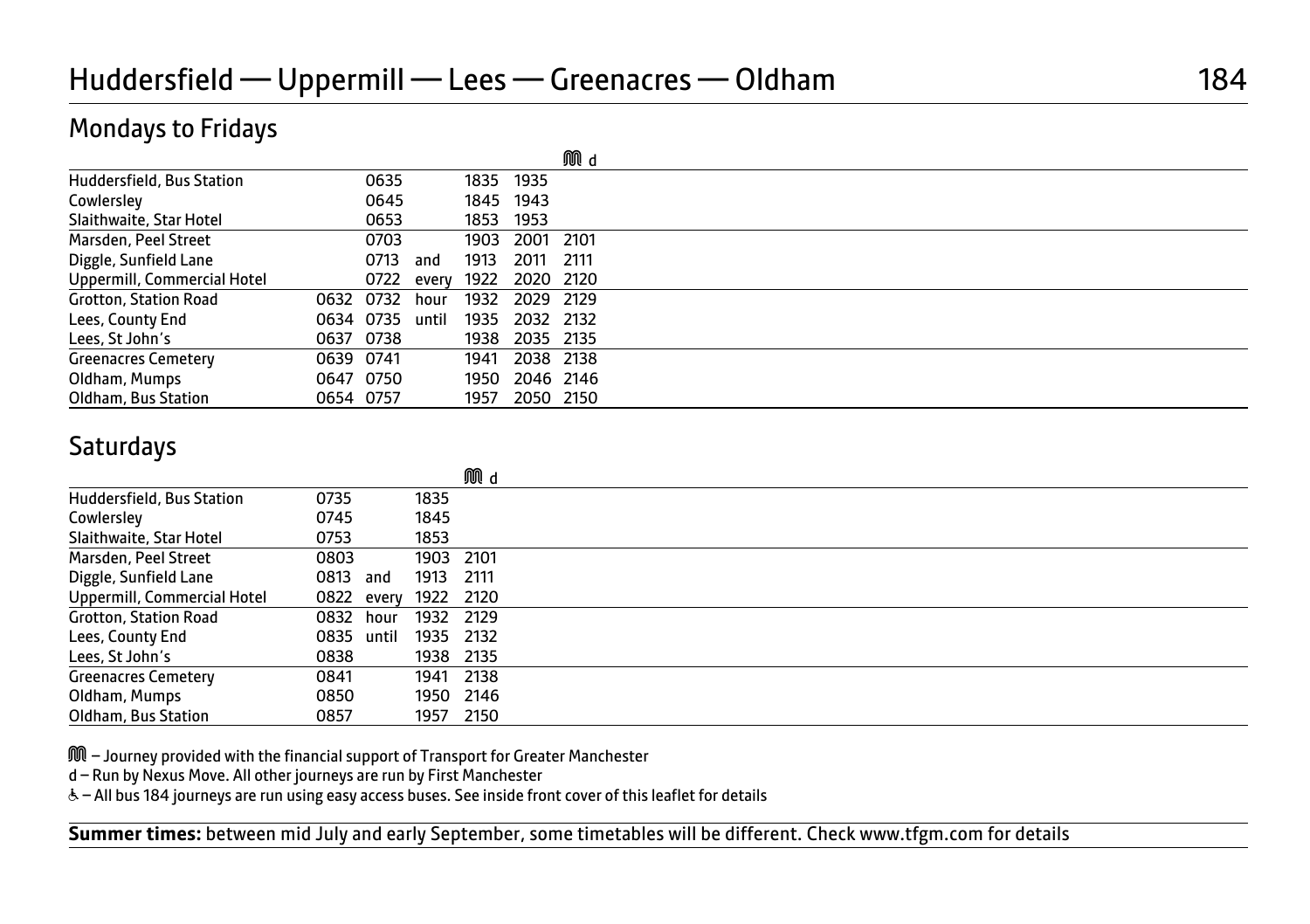# Huddersfield — Uppermill — Lees — Greenacres — Oldham

184

## Mondays to Fridays

| | | | | | | M d |
|---|---|---|---|---|---|---|
| Huddersfield, Bus Station | | 0635 | | 1835 | 1935 | |
| Cowlersley | | 0645 | | 1845 | 1943 | |
| Slaithwaite, Star Hotel | | 0653 | | 1853 | 1953 | |
| Marsden, Peel Street | | 0703 | | 1903 | 2001 | 2101 |
| Diggle, Sunfield Lane | | 0713 | and | 1913 | 2011 | 2111 |
| Uppermill, Commercial Hotel | | 0722 | every | 1922 | 2020 | 2120 |
| Grotton, Station Road | 0632 | 0732 | hour | 1932 | 2029 | 2129 |
| Lees, County End | 0634 | 0735 | until | 1935 | 2032 | 2132 |
| Lees, St John's | 0637 | 0738 | | 1938 | 2035 | 2135 |
| Greenacres Cemetery | 0639 | 0741 | | 1941 | 2038 | 2138 |
| Oldham, Mumps | 0647 | 0750 | | 1950 | 2046 | 2146 |
| Oldham, Bus Station | 0654 | 0757 | | 1957 | 2050 | 2150 |

## Saturdays

| | | | | M d |
|---|---|---|---|---|
| Huddersfield, Bus Station | 0735 | | 1835 | |
| Cowlersley | 0745 | | 1845 | |
| Slaithwaite, Star Hotel | 0753 | | 1853 | |
| Marsden, Peel Street | 0803 | | 1903 | 2101 |
| Diggle, Sunfield Lane | 0813 | and | 1913 | 2111 |
| Uppermill, Commercial Hotel | 0822 | every | 1922 | 2120 |
| Grotton, Station Road | 0832 | hour | 1932 | 2129 |
| Lees, County End | 0835 | until | 1935 | 2132 |
| Lees, St John's | 0838 | | 1938 | 2135 |
| Greenacres Cemetery | 0841 | | 1941 | 2138 |
| Oldham, Mumps | 0850 | | 1950 | 2146 |
| Oldham, Bus Station | 0857 | | 1957 | 2150 |

M – Journey provided with the financial support of Transport for Greater Manchester

d – Run by Nexus Move. All other journeys are run by First Manchester

♿ – All bus 184 journeys are run using easy access buses. See inside front cover of this leaflet for details

**Summer times:** between mid July and early September, some timetables will be different. Check www.tfgm.com for details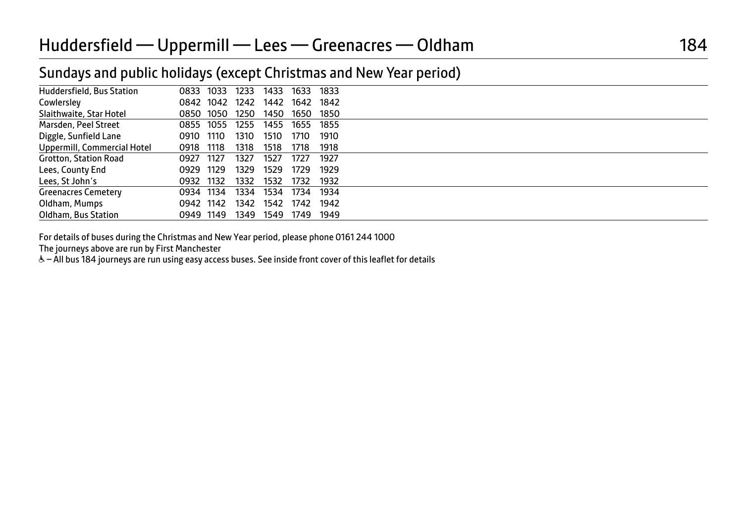# Huddersfield — Uppermill — Lees — Greenacres — Oldham

## Sundays and public holidays (except Christmas and New Year period)

| | | | | | | |
|---|---|---|---|---|---|---|
| Huddersfield, Bus Station | 0833 | 1033 | 1233 | 1433 | 1633 | 1833 |
| Cowlersley | 0842 | 1042 | 1242 | 1442 | 1642 | 1842 |
| Slaithwaite, Star Hotel | 0850 | 1050 | 1250 | 1450 | 1650 | 1850 |
| Marsden, Peel Street | 0855 | 1055 | 1255 | 1455 | 1655 | 1855 |
| Diggle, Sunfield Lane | 0910 | 1110 | 1310 | 1510 | 1710 | 1910 |
| Uppermill, Commercial Hotel | 0918 | 1118 | 1318 | 1518 | 1718 | 1918 |
| Grotton, Station Road | 0927 | 1127 | 1327 | 1527 | 1727 | 1927 |
| Lees, County End | 0929 | 1129 | 1329 | 1529 | 1729 | 1929 |
| Lees, St John's | 0932 | 1132 | 1332 | 1532 | 1732 | 1932 |
| Greenacres Cemetery | 0934 | 1134 | 1334 | 1534 | 1734 | 1934 |
| Oldham, Mumps | 0942 | 1142 | 1342 | 1542 | 1742 | 1942 |
| Oldham, Bus Station | 0949 | 1149 | 1349 | 1549 | 1749 | 1949 |

For details of buses during the Christmas and New Year period, please phone 0161 244 1000

The journeys above are run by First Manchester

♿ – All bus 184 journeys are run using easy access buses. See inside front cover of this leaflet for details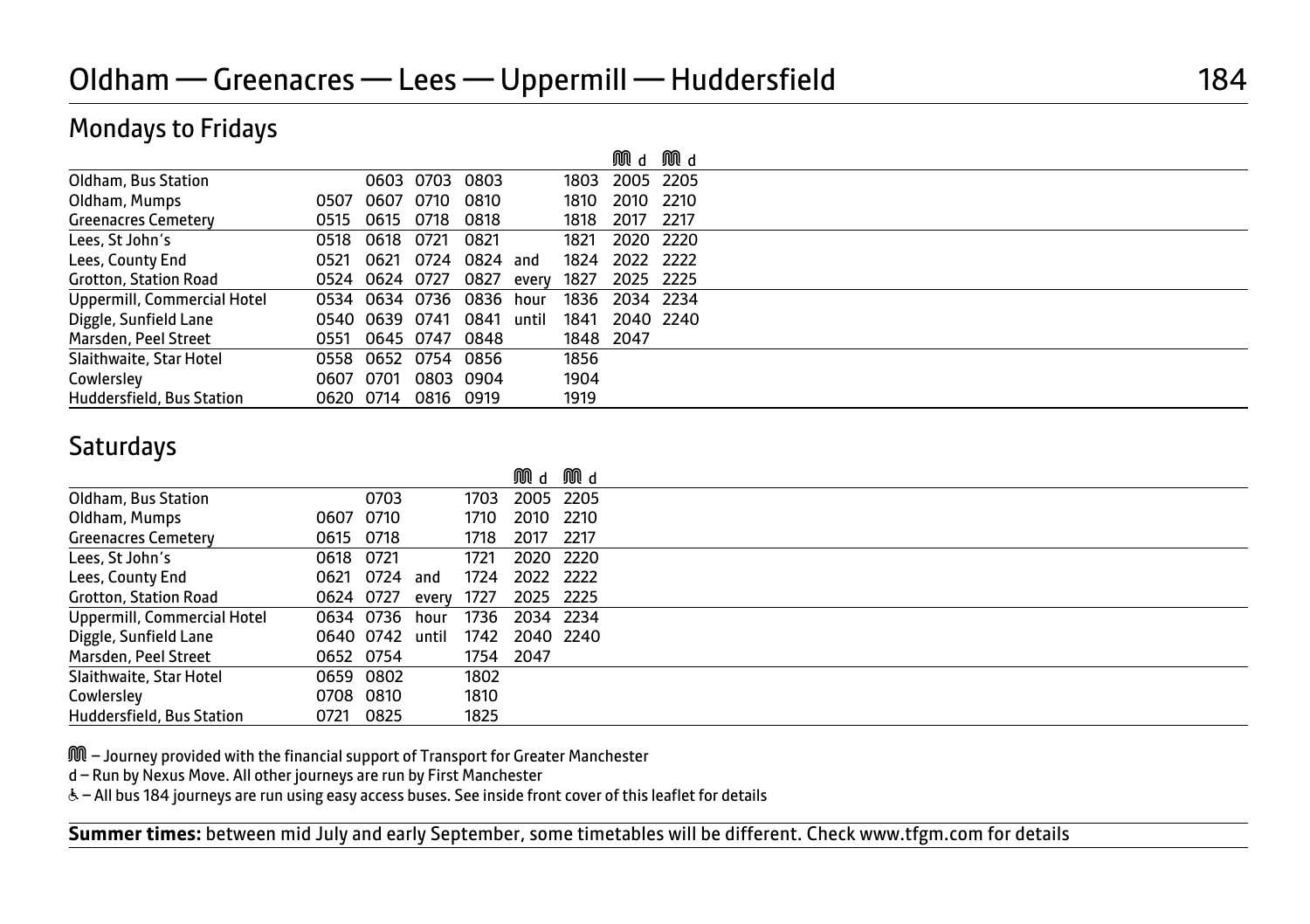# Oldham — Greenacres — Lees — Uppermill — Huddersfield

## Mondays to Fridays

| | | | | | | | M d | M d |
|---|---|---|---|---|---|---|---|---|
| Oldham, Bus Station | | 0603 | 0703 | 0803 | | 1803 | 2005 | 2205 |
| Oldham, Mumps | 0507 | 0607 | 0710 | 0810 | | 1810 | 2010 | 2210 |
| Greenacres Cemetery | 0515 | 0615 | 0718 | 0818 | | 1818 | 2017 | 2217 |
| Lees, St John's | 0518 | 0618 | 0721 | 0821 | | 1821 | 2020 | 2220 |
| Lees, County End | 0521 | 0621 | 0724 | 0824 | and | 1824 | 2022 | 2222 |
| Grotton, Station Road | 0524 | 0624 | 0727 | 0827 | every | 1827 | 2025 | 2225 |
| Uppermill, Commercial Hotel | 0534 | 0634 | 0736 | 0836 | hour | 1836 | 2034 | 2234 |
| Diggle, Sunfield Lane | 0540 | 0639 | 0741 | 0841 | until | 1841 | 2040 | 2240 |
| Marsden, Peel Street | 0551 | 0645 | 0747 | 0848 | | 1848 | 2047 | |
| Slaithwaite, Star Hotel | 0558 | 0652 | 0754 | 0856 | | 1856 | | |
| Cowlersley | 0607 | 0701 | 0803 | 0904 | | 1904 | | |
| Huddersfield, Bus Station | 0620 | 0714 | 0816 | 0919 | | 1919 | | |

## Saturdays

| | | | | | M d | M d |
|---|---|---|---|---|---|---|
| Oldham, Bus Station | | 0703 | | 1703 | 2005 | 2205 |
| Oldham, Mumps | 0607 | 0710 | | 1710 | 2010 | 2210 |
| Greenacres Cemetery | 0615 | 0718 | | 1718 | 2017 | 2217 |
| Lees, St John's | 0618 | 0721 | | 1721 | 2020 | 2220 |
| Lees, County End | 0621 | 0724 | and | 1724 | 2022 | 2222 |
| Grotton, Station Road | 0624 | 0727 | every | 1727 | 2025 | 2225 |
| Uppermill, Commercial Hotel | 0634 | 0736 | hour | 1736 | 2034 | 2234 |
| Diggle, Sunfield Lane | 0640 | 0742 | until | 1742 | 2040 | 2240 |
| Marsden, Peel Street | 0652 | 0754 | | 1754 | 2047 | |
| Slaithwaite, Star Hotel | 0659 | 0802 | | 1802 | | |
| Cowlersley | 0708 | 0810 | | 1810 | | |
| Huddersfield, Bus Station | 0721 | 0825 | | 1825 | | |

M – Journey provided with the financial support of Transport for Greater Manchester

d – Run by Nexus Move. All other journeys are run by First Manchester

♿ – All bus 184 journeys are run using easy access buses. See inside front cover of this leaflet for details

**Summer times:** between mid July and early September, some timetables will be different. Check www.tfgm.com for details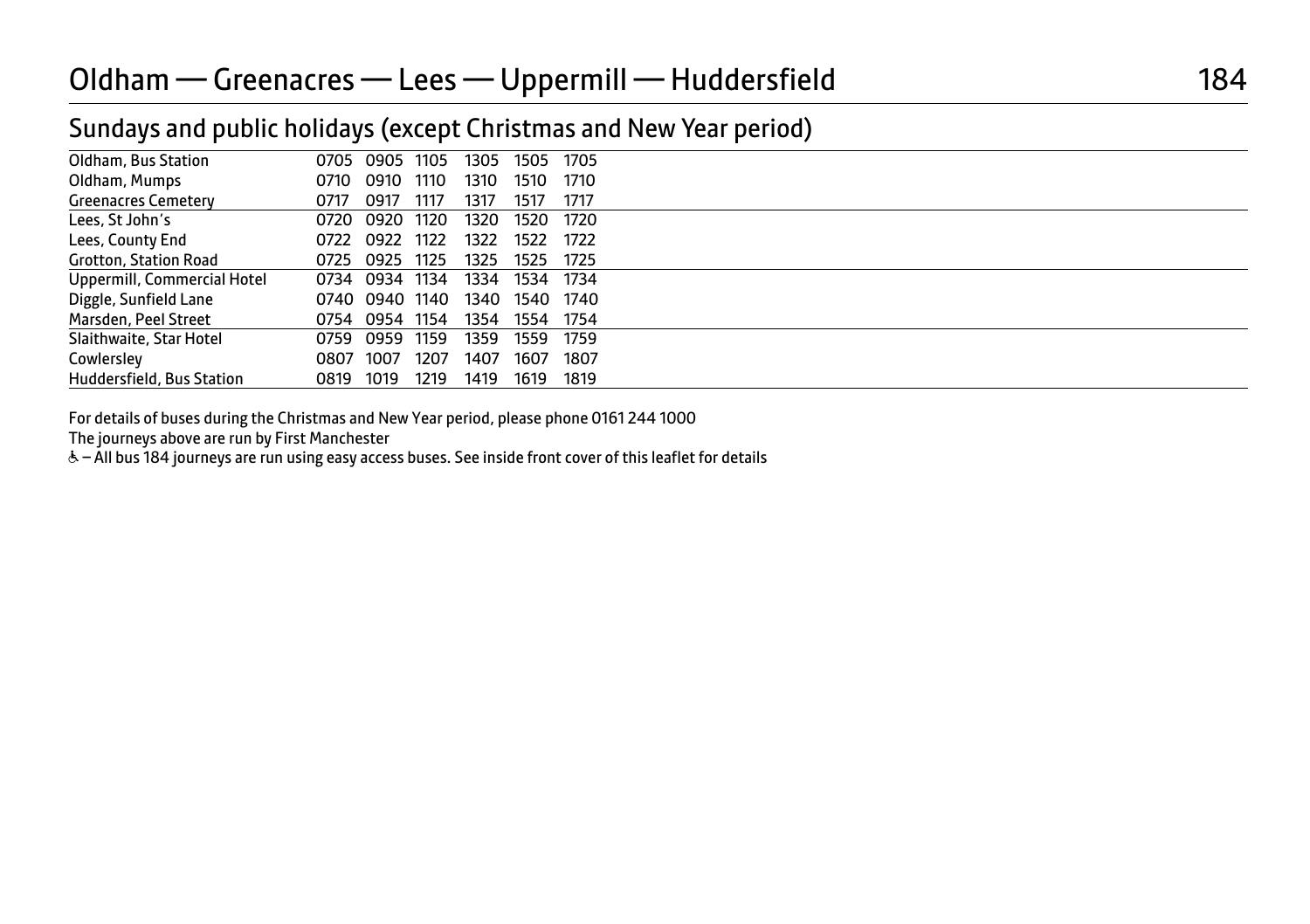# Oldham — Greenacres — Lees — Uppermill — Huddersfield

## Sundays and public holidays (except Christmas and New Year period)

| | | | | | | |
|---|---|---|---|---|---|---|
| Oldham, Bus Station | 0705 | 0905 | 1105 | 1305 | 1505 | 1705 |
| Oldham, Mumps | 0710 | 0910 | 1110 | 1310 | 1510 | 1710 |
| Greenacres Cemetery | 0717 | 0917 | 1117 | 1317 | 1517 | 1717 |
| Lees, St John's | 0720 | 0920 | 1120 | 1320 | 1520 | 1720 |
| Lees, County End | 0722 | 0922 | 1122 | 1322 | 1522 | 1722 |
| Grotton, Station Road | 0725 | 0925 | 1125 | 1325 | 1525 | 1725 |
| Uppermill, Commercial Hotel | 0734 | 0934 | 1134 | 1334 | 1534 | 1734 |
| Diggle, Sunfield Lane | 0740 | 0940 | 1140 | 1340 | 1540 | 1740 |
| Marsden, Peel Street | 0754 | 0954 | 1154 | 1354 | 1554 | 1754 |
| Slaithwaite, Star Hotel | 0759 | 0959 | 1159 | 1359 | 1559 | 1759 |
| Cowlersley | 0807 | 1007 | 1207 | 1407 | 1607 | 1807 |
| Huddersfield, Bus Station | 0819 | 1019 | 1219 | 1419 | 1619 | 1819 |

For details of buses during the Christmas and New Year period, please phone 0161 244 1000

The journeys above are run by First Manchester

♿ – All bus 184 journeys are run using easy access buses. See inside front cover of this leaflet for details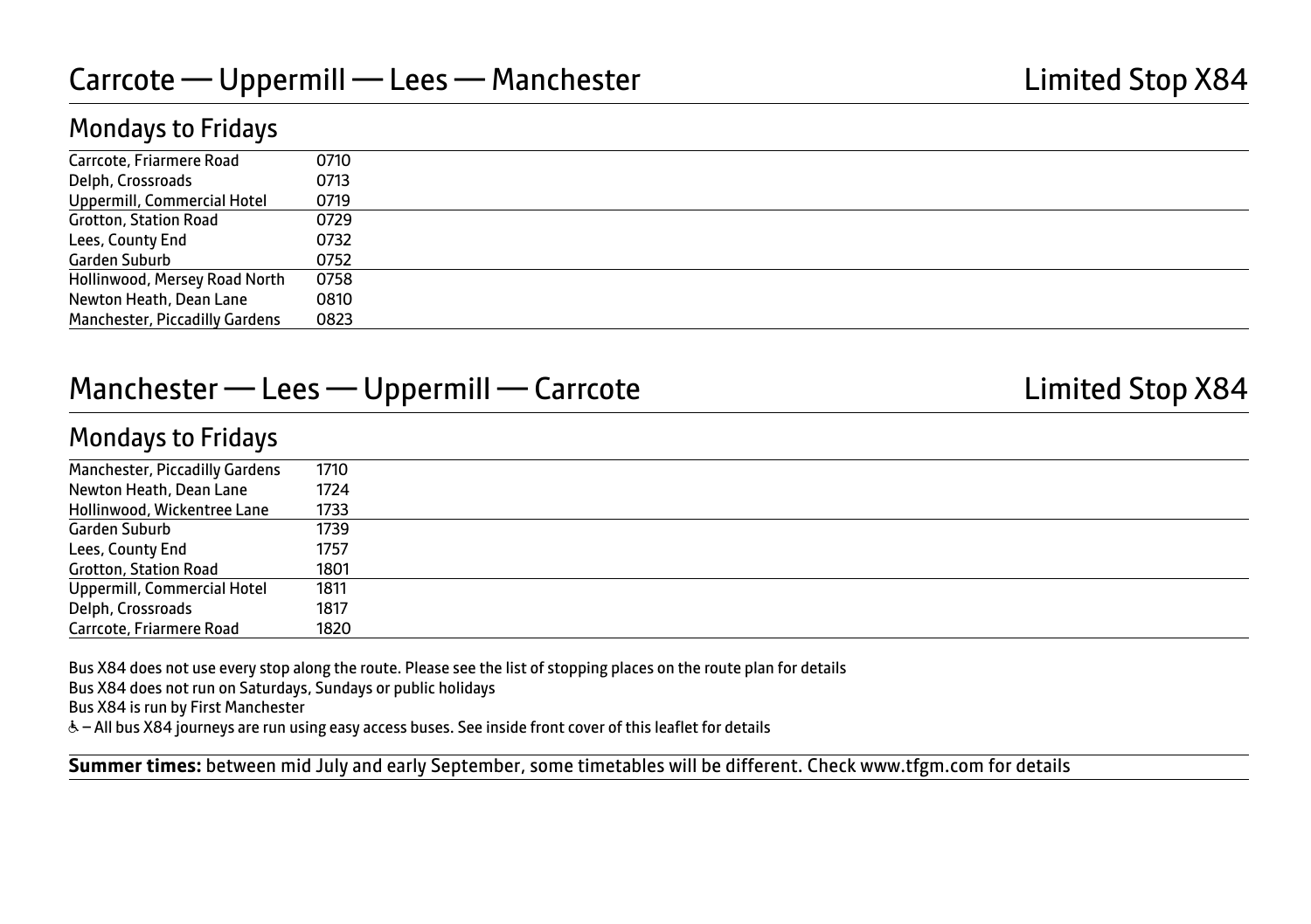## Carrcote — Uppermill — Lees — Manchester

Limited Stop X84

### Mondays to Fridays

| | |
|---|---|
| Carrcote, Friarmere Road | 0710 |
| Delph, Crossroads | 0713 |
| Uppermill, Commercial Hotel | 0719 |
| Grotton, Station Road | 0729 |
| Lees, County End | 0732 |
| Garden Suburb | 0752 |
| Hollinwood, Mersey Road North | 0758 |
| Newton Heath, Dean Lane | 0810 |
| Manchester, Piccadilly Gardens | 0823 |

## Manchester — Lees — Uppermill — Carrcote

Limited Stop X84

### Mondays to Fridays

| | |
|---|---|
| Manchester, Piccadilly Gardens | 1710 |
| Newton Heath, Dean Lane | 1724 |
| Hollinwood, Wickentree Lane | 1733 |
| Garden Suburb | 1739 |
| Lees, County End | 1757 |
| Grotton, Station Road | 1801 |
| Uppermill, Commercial Hotel | 1811 |
| Delph, Crossroads | 1817 |
| Carrcote, Friarmere Road | 1820 |

Bus X84 does not use every stop along the route. Please see the list of stopping places on the route plan for details

Bus X84 does not run on Saturdays, Sundays or public holidays

Bus X84 is run by First Manchester

♿ – All bus X84 journeys are run using easy access buses. See inside front cover of this leaflet for details

**Summer times:** between mid July and early September, some timetables will be different. Check www.tfgm.com for details